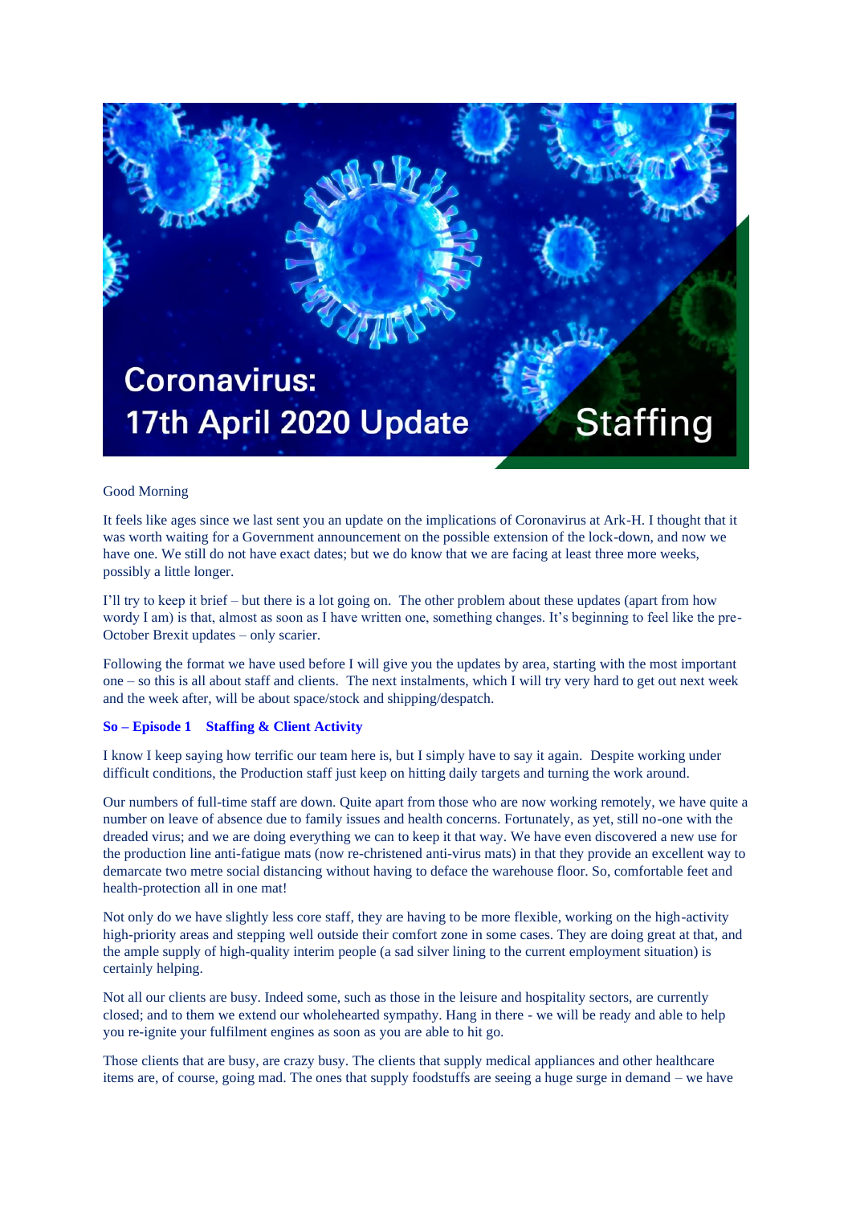# Coronavirus: 17th April 2020 Update

## Staffing

Good Morning

It feels like ages since we last sent you an update on the implications of Coronavirus at Ark-H. I thought that it was worth waiting for a Government announcement on the possible extension of the lock-down, and now we have one. We still do not have exact dates; but we do know that we are facing at least three more weeks, possibly a little longer.

I'll try to keep it brief – but there is a lot going on. The other problem about these updates (apart from how wordy I am) is that, almost as soon as I have written one, something changes. It's beginning to feel like the pre-October Brexit updates – only scarier.

Following the format we have used before I will give you the updates by area, starting with the most important one – so this is all about staff and clients. The next instalments, which I will try very hard to get out next week and the week after, will be about space/stock and shipping/despatch.

**So – Episode 1 Staffing & Client Activity**

I know I keep saying how terrific our team here is, but I simply have to say it again. Despite working under difficult conditions, the Production staff just keep on hitting daily targets and turning the work around.

Our numbers of full-time staff are down. Quite apart from those who are now working remotely, we have quite a number on leave of absence due to family issues and health concerns. Fortunately, as yet, still no-one with the dreaded virus; and we are doing everything we can to keep it that way. We have even discovered a new use for the production line anti-fatigue mats (now re-christened anti-virus mats) in that they provide an excellent way to demarcate two metre social distancing without having to deface the warehouse floor. So, comfortable feet and health-protection all in one mat!

Not only do we have slightly less core staff, they are having to be more flexible, working on the high-activity high-priority areas and stepping well outside their comfort zone in some cases. They are doing great at that, and the ample supply of high-quality interim people (a sad silver lining to the current employment situation) is certainly helping.

Not all our clients are busy. Indeed some, such as those in the leisure and hospitality sectors, are currently closed; and to them we extend our wholehearted sympathy. Hang in there - we will be ready and able to help you re-ignite your fulfilment engines as soon as you are able to hit go.

Those clients that are busy, are crazy busy. The clients that supply medical appliances and other healthcare items are, of course, going mad. The ones that supply foodstuffs are seeing a huge surge in demand – we have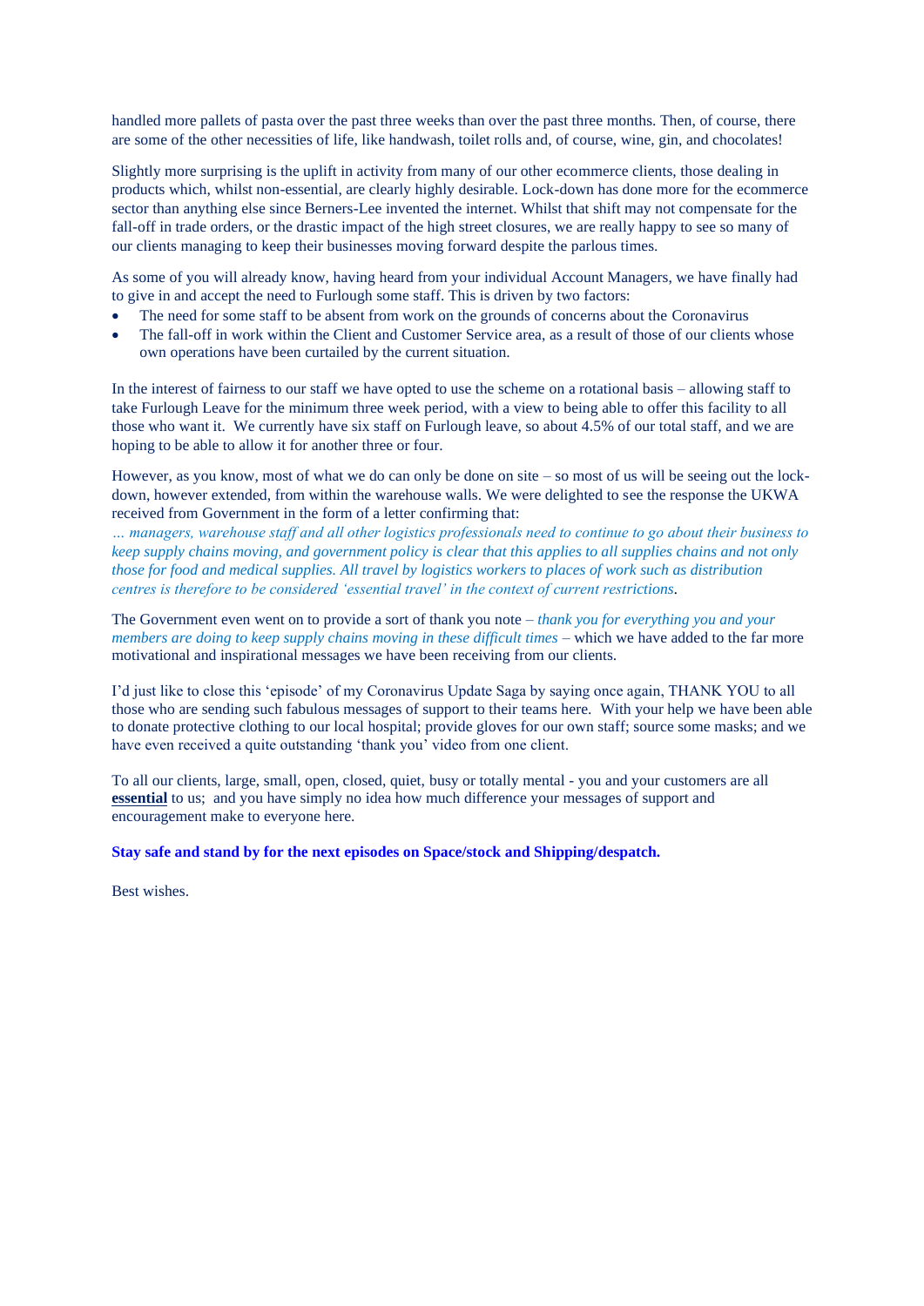handled more pallets of pasta over the past three weeks than over the past three months. Then, of course, there are some of the other necessities of life, like handwash, toilet rolls and, of course, wine, gin, and chocolates!

Slightly more surprising is the uplift in activity from many of our other ecommerce clients, those dealing in products which, whilst non-essential, are clearly highly desirable. Lock-down has done more for the ecommerce sector than anything else since Berners-Lee invented the internet. Whilst that shift may not compensate for the fall-off in trade orders, or the drastic impact of the high street closures, we are really happy to see so many of our clients managing to keep their businesses moving forward despite the parlous times.

As some of you will already know, having heard from your individual Account Managers, we have finally had to give in and accept the need to Furlough some staff. This is driven by two factors:

- The need for some staff to be absent from work on the grounds of concerns about the Coronavirus
- The fall-off in work within the Client and Customer Service area, as a result of those of our clients whose own operations have been curtailed by the current situation.

In the interest of fairness to our staff we have opted to use the scheme on a rotational basis – allowing staff to take Furlough Leave for the minimum three week period, with a view to being able to offer this facility to all those who want it. We currently have six staff on Furlough leave, so about 4.5% of our total staff, and we are hoping to be able to allow it for another three or four.

However, as you know, most of what we do can only be done on site – so most of us will be seeing out the lock-down, however extended, from within the warehouse walls. We were delighted to see the response the UKWA received from Government in the form of a letter confirming that:
*… managers, warehouse staff and all other logistics professionals need to continue to go about their business to keep supply chains moving, and government policy is clear that this applies to all supplies chains and not only those for food and medical supplies. All travel by logistics workers to places of work such as distribution centres is therefore to be considered 'essential travel' in the context of current restrictions*.

The Government even went on to provide a sort of thank you note – *thank you for everything you and your members are doing to keep supply chains moving in these difficult times* – which we have added to the far more motivational and inspirational messages we have been receiving from our clients.

I'd just like to close this 'episode' of my Coronavirus Update Saga by saying once again, THANK YOU to all those who are sending such fabulous messages of support to their teams here. With your help we have been able to donate protective clothing to our local hospital; provide gloves for our own staff; source some masks; and we have even received a quite outstanding 'thank you' video from one client.

To all our clients, large, small, open, closed, quiet, busy or totally mental - you and your customers are all **essential** to us; and you have simply no idea how much difference your messages of support and encouragement make to everyone here.

**Stay safe and stand by for the next episodes on Space/stock and Shipping/despatch.**

Best wishes.